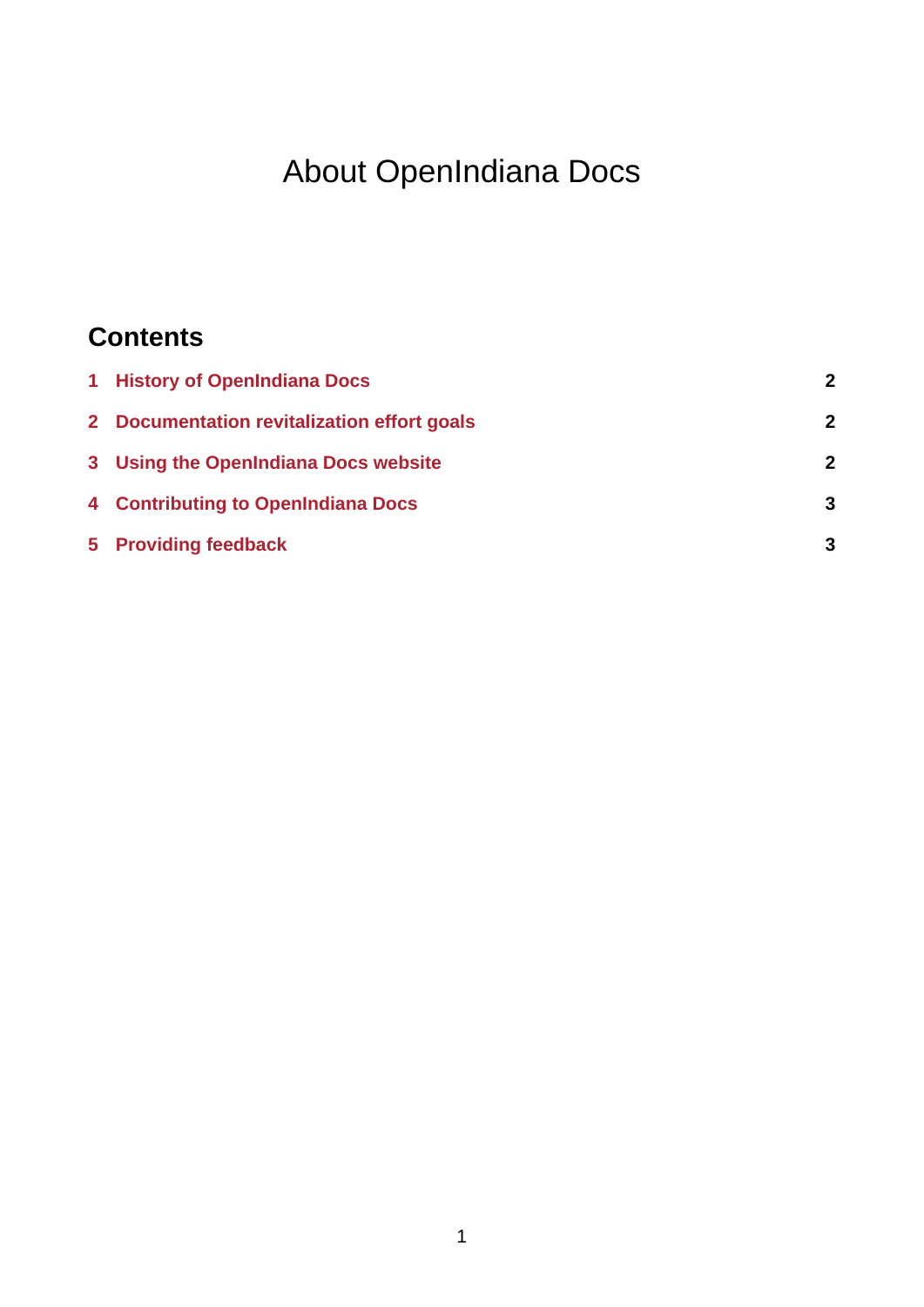# About OpenIndiana Docs

## Contents

| | | |
|---|---|---|
| 1 | History of OpenIndiana Docs | 2 |
| 2 | Documentation revitalization effort goals | 2 |
| 3 | Using the OpenIndiana Docs website | 2 |
| 4 | Contributing to OpenIndiana Docs | 3 |
| 5 | Providing feedback | 3 |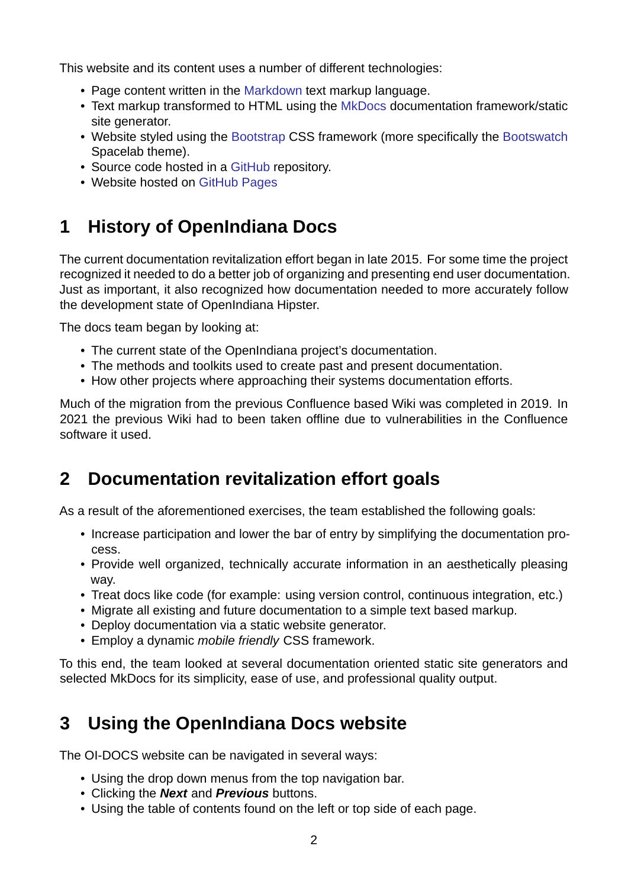This website and its content uses a number of different technologies:

- Page content written in the Markdown text markup language.
- Text markup transformed to HTML using the MkDocs documentation framework/static site generator.
- Website styled using the Bootstrap CSS framework (more specifically the Bootswatch Spacelab theme).
- Source code hosted in a GitHub repository.
- Website hosted on GitHub Pages

## 1 History of OpenIndiana Docs

The current documentation revitalization effort began in late 2015. For some time the project recognized it needed to do a better job of organizing and presenting end user documentation. Just as important, it also recognized how documentation needed to more accurately follow the development state of OpenIndiana Hipster.

The docs team began by looking at:

- The current state of the OpenIndiana project's documentation.
- The methods and toolkits used to create past and present documentation.
- How other projects where approaching their systems documentation efforts.

Much of the migration from the previous Confluence based Wiki was completed in 2019. In 2021 the previous Wiki had to been taken offline due to vulnerabilities in the Confluence software it used.

## 2 Documentation revitalization effort goals

As a result of the aforementioned exercises, the team established the following goals:

- Increase participation and lower the bar of entry by simplifying the documentation process.
- Provide well organized, technically accurate information in an aesthetically pleasing way.
- Treat docs like code (for example: using version control, continuous integration, etc.)
- Migrate all existing and future documentation to a simple text based markup.
- Deploy documentation via a static website generator.
- Employ a dynamic *mobile friendly* CSS framework.

To this end, the team looked at several documentation oriented static site generators and selected MkDocs for its simplicity, ease of use, and professional quality output.

## 3 Using the OpenIndiana Docs website

The OI-DOCS website can be navigated in several ways:

- Using the drop down menus from the top navigation bar.
- Clicking the ***Next*** and ***Previous*** buttons.
- Using the table of contents found on the left or top side of each page.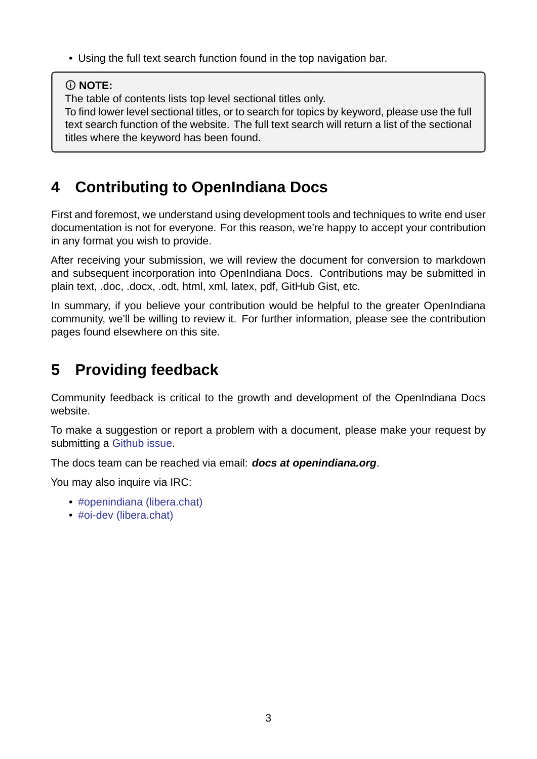- Using the full text search function found in the top navigation bar.

> ⓘ **NOTE:**
> The table of contents lists top level sectional titles only.
> To find lower level sectional titles, or to search for topics by keyword, please use the full text search function of the website. The full text search will return a list of the sectional titles where the keyword has been found.

## 4 Contributing to OpenIndiana Docs

First and foremost, we understand using development tools and techniques to write end user documentation is not for everyone. For this reason, we're happy to accept your contribution in any format you wish to provide.

After receiving your submission, we will review the document for conversion to markdown and subsequent incorporation into OpenIndiana Docs. Contributions may be submitted in plain text, .doc, .docx, .odt, html, xml, latex, pdf, GitHub Gist, etc.

In summary, if you believe your contribution would be helpful to the greater OpenIndiana community, we'll be willing to review it. For further information, please see the contribution pages found elsewhere on this site.

## 5 Providing feedback

Community feedback is critical to the growth and development of the OpenIndiana Docs website.

To make a suggestion or report a problem with a document, please make your request by submitting a Github issue.

The docs team can be reached via email: ***docs at openindiana.org***.

You may also inquire via IRC:

- #openindiana (libera.chat)
- #oi-dev (libera.chat)